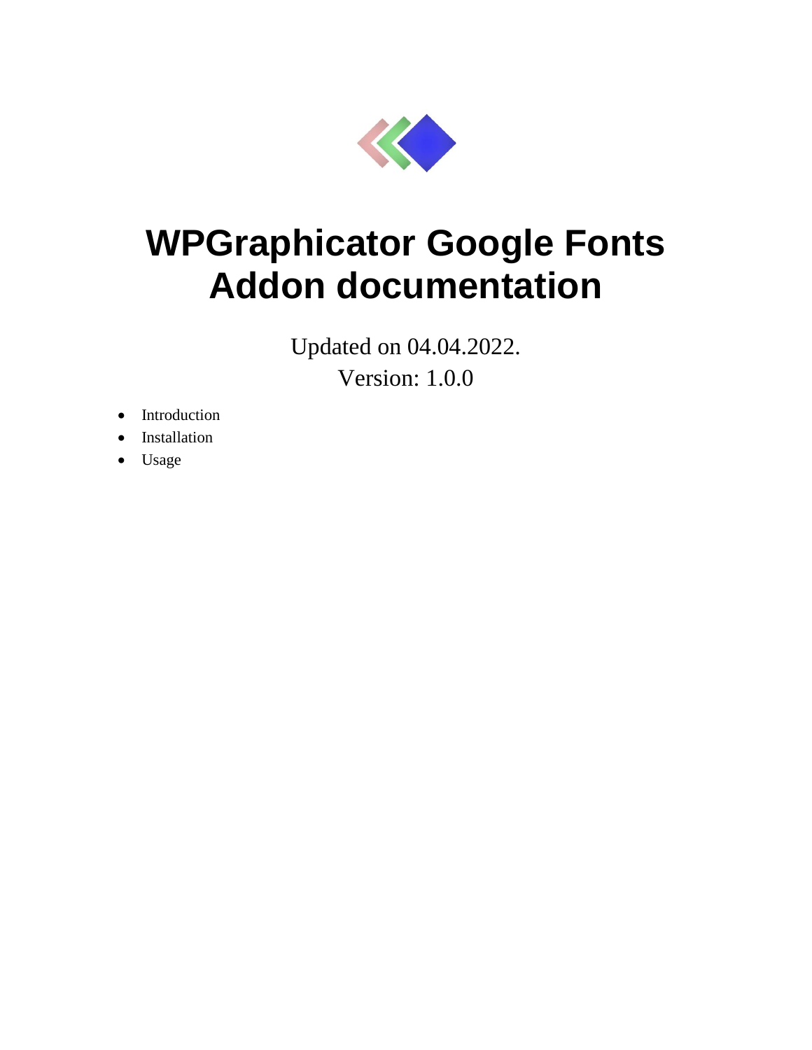# WPGraphicator Google Fonts Addon documentation

Updated on 04.04.2022.

Version: 1.0.0

- Introduction
- Installation
- Usage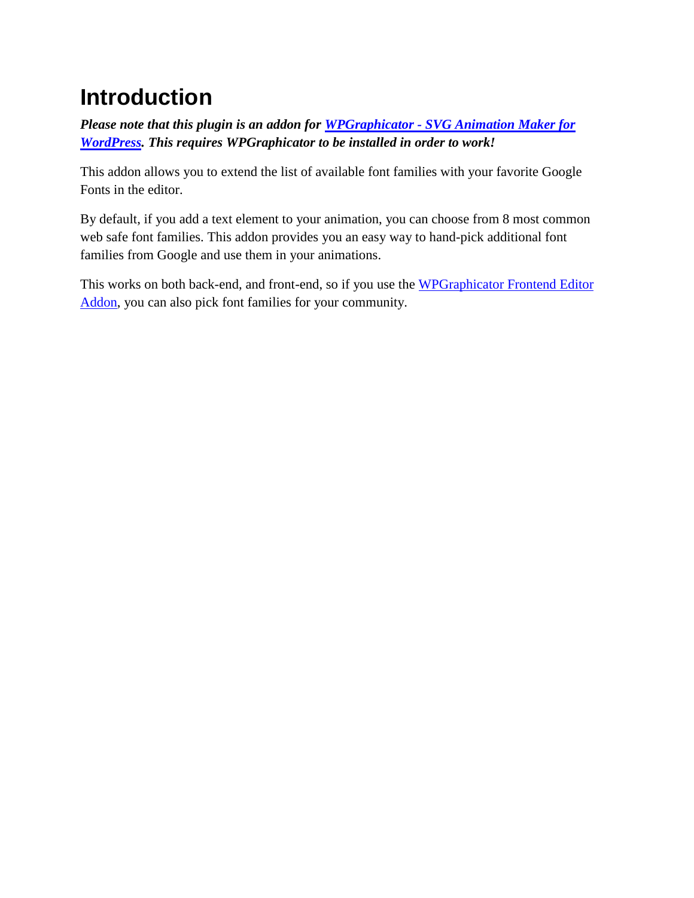# Introduction

***Please note that this plugin is an addon for WPGraphicator - SVG Animation Maker for WordPress. This requires WPGraphicator to be installed in order to work!***

This addon allows you to extend the list of available font families with your favorite Google Fonts in the editor.

By default, if you add a text element to your animation, you can choose from 8 most common web safe font families. This addon provides you an easy way to hand-pick additional font families from Google and use them in your animations.

This works on both back-end, and front-end, so if you use the WPGraphicator Frontend Editor Addon, you can also pick font families for your community.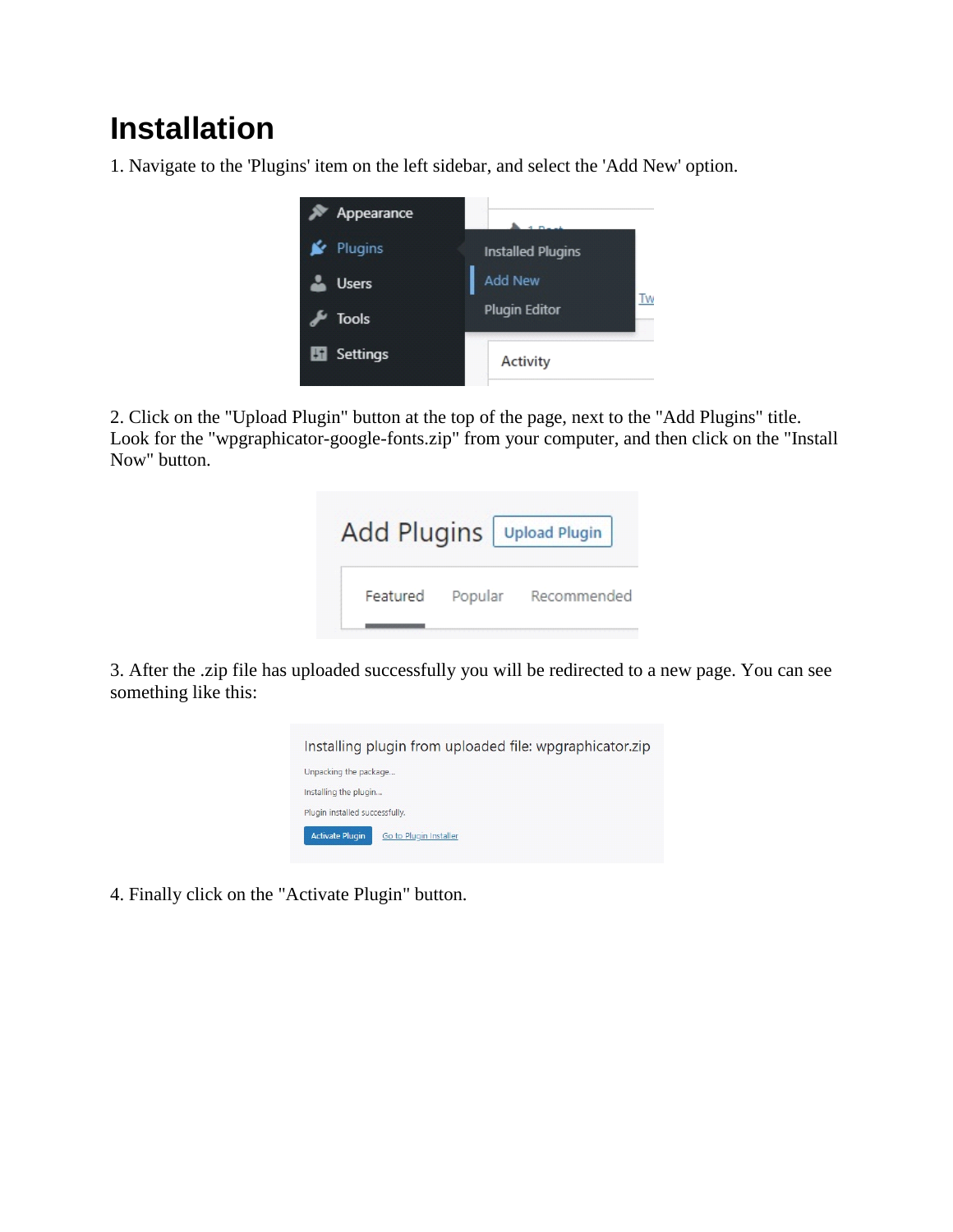# Installation

1. Navigate to the 'Plugins' item on the left sidebar, and select the 'Add New' option.

2. Click on the "Upload Plugin" button at the top of the page, next to the "Add Plugins" title. Look for the "wpgraphicator-google-fonts.zip" from your computer, and then click on the "Install Now" button.

3. After the .zip file has uploaded successfully you will be redirected to a new page. You can see something like this:

4. Finally click on the "Activate Plugin" button.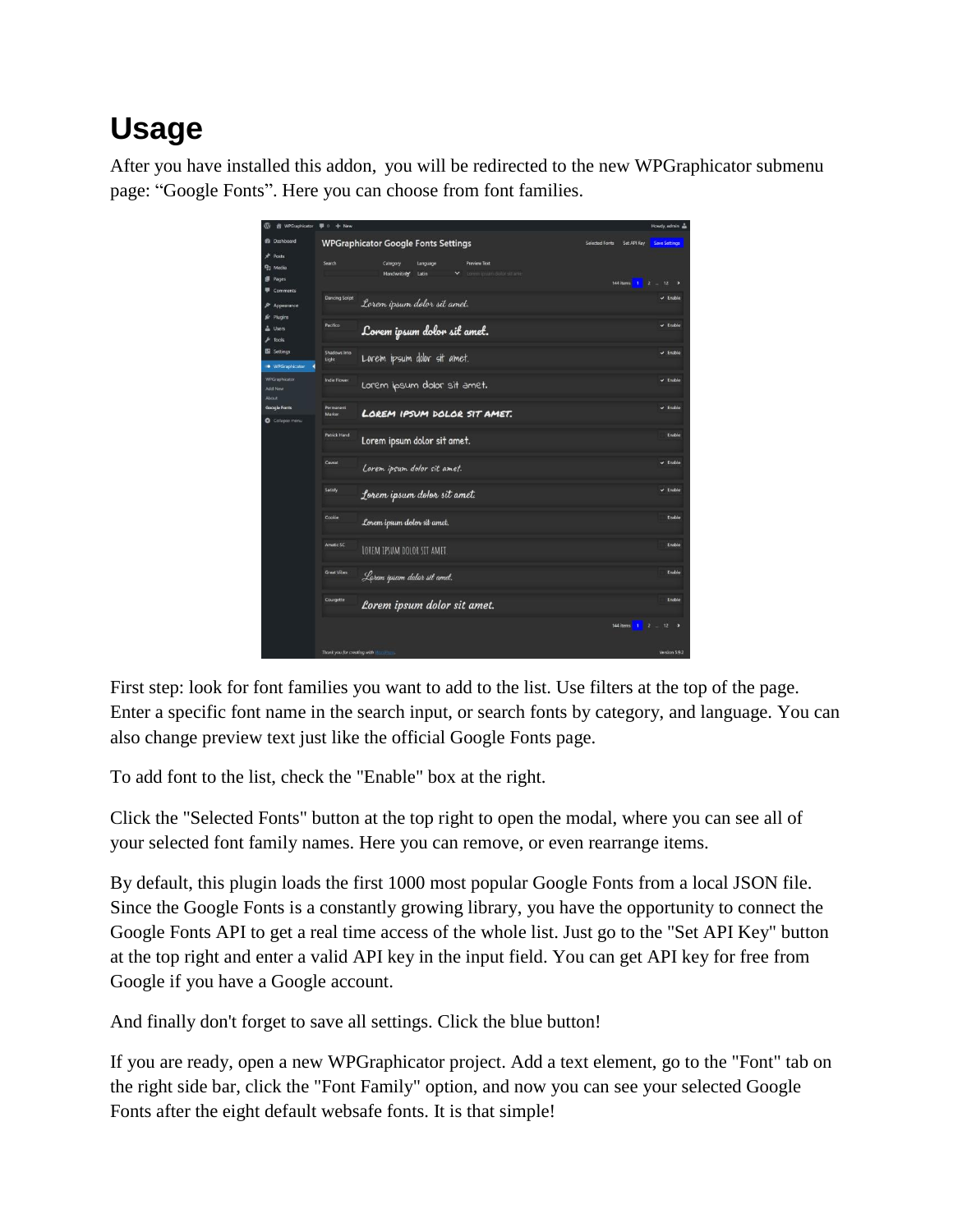# Usage

After you have installed this addon, you will be redirected to the new WPGraphicator submenu page: “Google Fonts”. Here you can choose from font families.

First step: look for font families you want to add to the list. Use filters at the top of the page. Enter a specific font name in the search input, or search fonts by category, and language. You can also change preview text just like the official Google Fonts page.

To add font to the list, check the "Enable" box at the right.

Click the "Selected Fonts" button at the top right to open the modal, where you can see all of your selected font family names. Here you can remove, or even rearrange items.

By default, this plugin loads the first 1000 most popular Google Fonts from a local JSON file. Since the Google Fonts is a constantly growing library, you have the opportunity to connect the Google Fonts API to get a real time access of the whole list. Just go to the "Set API Key" button at the top right and enter a valid API key in the input field. You can get API key for free from Google if you have a Google account.

And finally don't forget to save all settings. Click the blue button!

If you are ready, open a new WPGraphicator project. Add a text element, go to the "Font" tab on the right side bar, click the "Font Family" option, and now you can see your selected Google Fonts after the eight default websafe fonts. It is that simple!